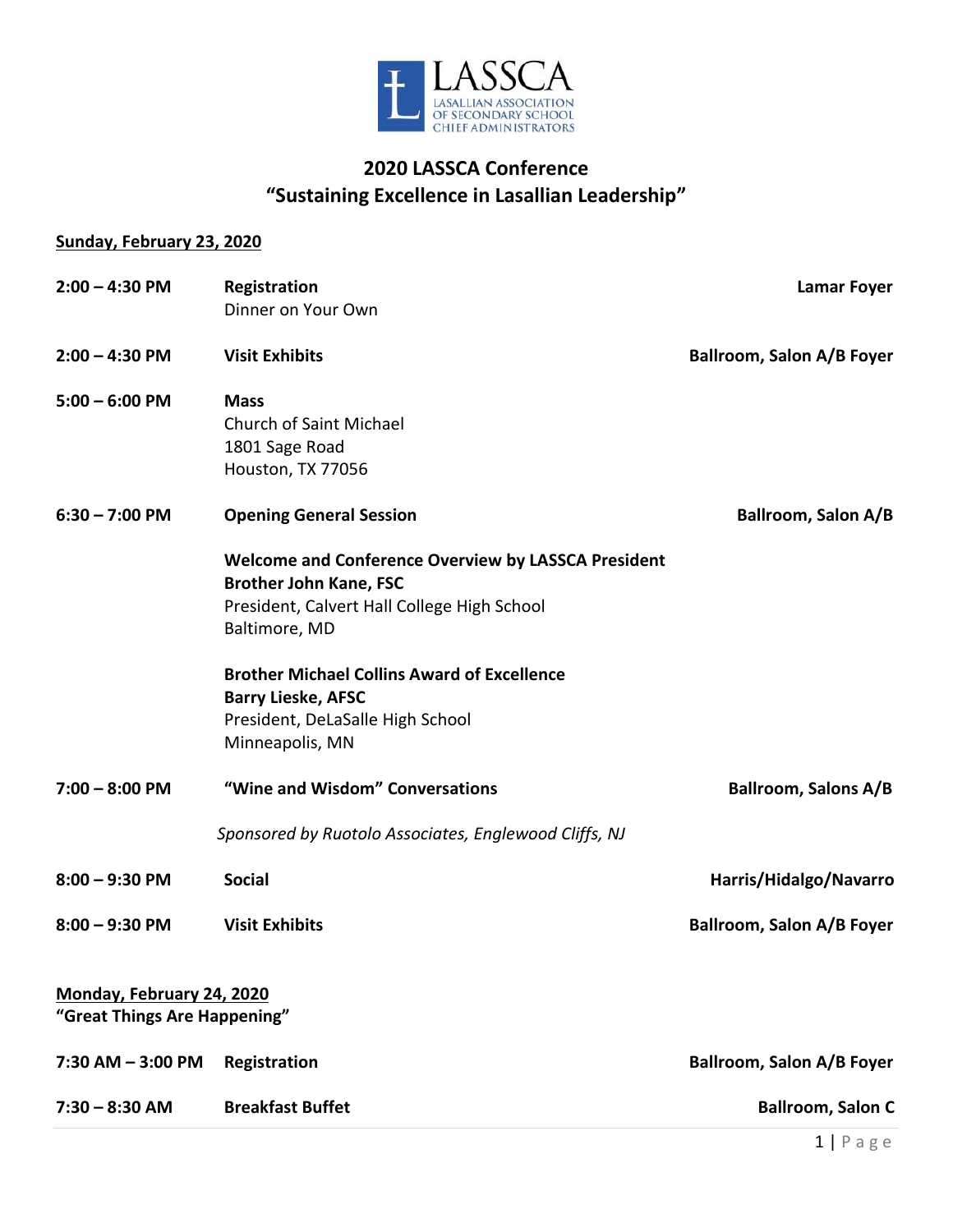LASSCA

LASALLIAN ASSOCIATION OF SECONDARY SCHOOL CHIEF ADMINISTRATORS

# 2020 LASSCA Conference
# "Sustaining Excellence in Lasallian Leadership"

**Sunday, February 23, 2020**

| | | |
|---|---|---|
| **2:00 – 4:30 PM** | **Registration**<br>Dinner on Your Own | **Lamar Foyer** |
| **2:00 – 4:30 PM** | **Visit Exhibits** | **Ballroom, Salon A/B Foyer** |
| **5:00 – 6:00 PM** | **Mass**<br>Church of Saint Michael<br>1801 Sage Road<br>Houston, TX 77056 | |
| **6:30 – 7:00 PM** | **Opening General Session**<br><br>**Welcome and Conference Overview by LASSCA President**<br>**Brother John Kane, FSC**<br>President, Calvert Hall College High School<br>Baltimore, MD<br><br>**Brother Michael Collins Award of Excellence**<br>**Barry Lieske, AFSC**<br>President, DeLaSalle High School<br>Minneapolis, MN | **Ballroom, Salon A/B** |
| **7:00 – 8:00 PM** | **"Wine and Wisdom" Conversations**<br><br>*Sponsored by Ruotolo Associates, Englewood Cliffs, NJ* | **Ballroom, Salons A/B** |
| **8:00 – 9:30 PM** | **Social** | **Harris/Hidalgo/Navarro** |
| **8:00 – 9:30 PM** | **Visit Exhibits** | **Ballroom, Salon A/B Foyer** |

**Monday, February 24, 2020**
**"Great Things Are Happening"**

| | | |
|---|---|---|
| **7:30 AM – 3:00 PM** | **Registration** | **Ballroom, Salon A/B Foyer** |
| **7:30 – 8:30 AM** | **Breakfast Buffet** | **Ballroom, Salon C** |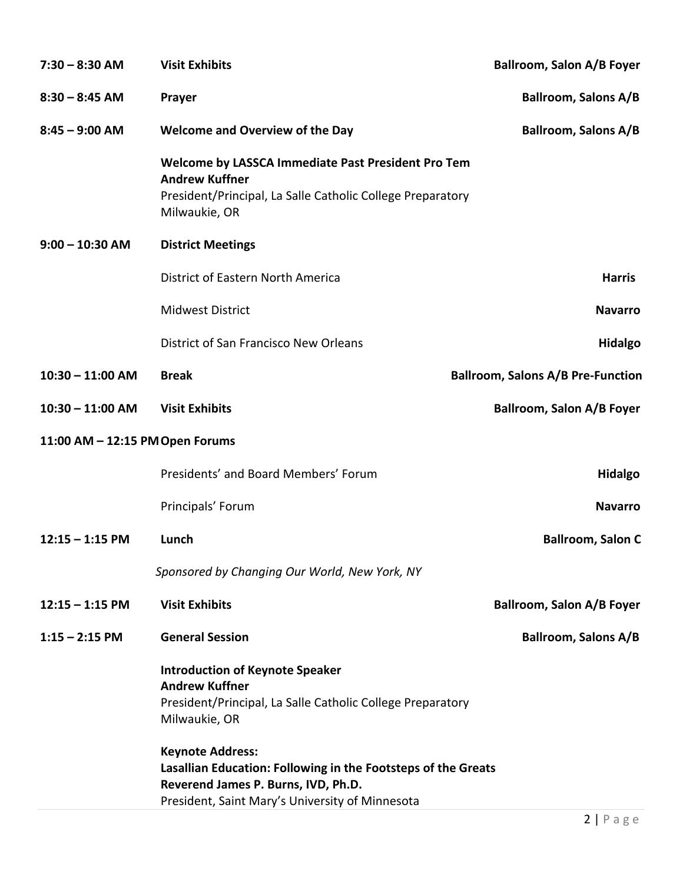| | | |
|---|---|---|
| **7:30 – 8:30 AM** | **Visit Exhibits** | **Ballroom, Salon A/B Foyer** |
| **8:30 – 8:45 AM** | **Prayer** | **Ballroom, Salons A/B** |
| **8:45 – 9:00 AM** | **Welcome and Overview of the Day** | **Ballroom, Salons A/B** |
| | **Welcome by LASSCA Immediate Past President Pro Tem** **Andrew Kuffner** President/Principal, La Salle Catholic College Preparatory Milwaukie, OR | |
| **9:00 – 10:30 AM** | **District Meetings** | |
| | District of Eastern North America | **Harris** |
| | Midwest District | **Navarro** |
| | District of San Francisco New Orleans | **Hidalgo** |
| **10:30 – 11:00 AM** | **Break** | **Ballroom, Salons A/B Pre-Function** |
| **10:30 – 11:00 AM** | **Visit Exhibits** | **Ballroom, Salon A/B Foyer** |
| **11:00 AM – 12:15 PM** | **Open Forums** | |
| | Presidents' and Board Members' Forum | **Hidalgo** |
| | Principals' Forum | **Navarro** |
| **12:15 – 1:15 PM** | **Lunch** | **Ballroom, Salon C** |
| | *Sponsored by Changing Our World, New York, NY* | |
| **12:15 – 1:15 PM** | **Visit Exhibits** | **Ballroom, Salon A/B Foyer** |
| **1:15 – 2:15 PM** | **General Session** | **Ballroom, Salons A/B** |
| | **Introduction of Keynote Speaker** **Andrew Kuffner** President/Principal, La Salle Catholic College Preparatory Milwaukie, OR | |
| | **Keynote Address:** **Lasallian Education: Following in the Footsteps of the Greats** **Reverend James P. Burns, IVD, Ph.D.** President, Saint Mary's University of Minnesota | |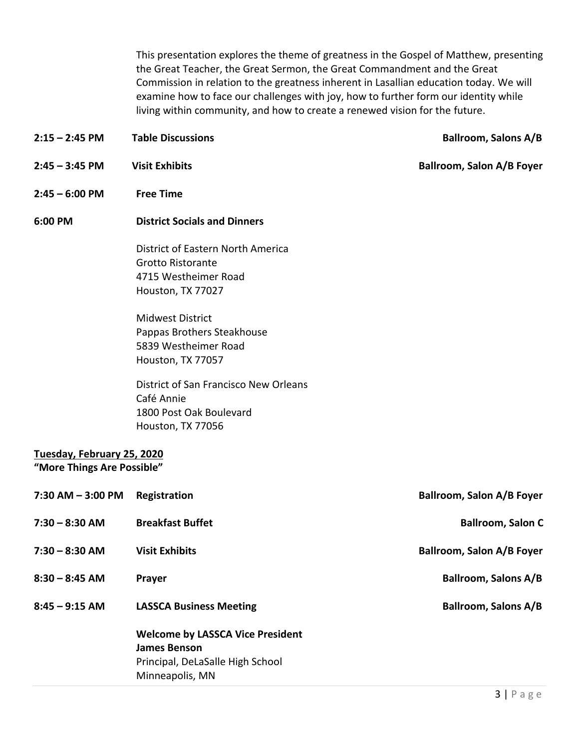This presentation explores the theme of greatness in the Gospel of Matthew, presenting the Great Teacher, the Great Sermon, the Great Commandment and the Great Commission in relation to the greatness inherent in Lasallian education today. We will examine how to face our challenges with joy, how to further form our identity while living within community, and how to create a renewed vision for the future.

**2:15 – 2:45 PM** **Table Discussions** **Ballroom, Salons A/B**

**2:45 – 3:45 PM** **Visit Exhibits** **Ballroom, Salon A/B Foyer**

**2:45 – 6:00 PM** **Free Time**

**6:00 PM** **District Socials and Dinners**

District of Eastern North America
Grotto Ristorante
4715 Westheimer Road
Houston, TX 77027

Midwest District
Pappas Brothers Steakhouse
5839 Westheimer Road
Houston, TX 77057

District of San Francisco New Orleans
Café Annie
1800 Post Oak Boulevard
Houston, TX 77056

## Tuesday, February 25, 2020
**"More Things Are Possible"**

**7:30 AM – 3:00 PM** **Registration** **Ballroom, Salon A/B Foyer**

**7:30 – 8:30 AM** **Breakfast Buffet** **Ballroom, Salon C**

**7:30 – 8:30 AM** **Visit Exhibits** **Ballroom, Salon A/B Foyer**

**8:30 – 8:45 AM** **Prayer** **Ballroom, Salons A/B**

**8:45 – 9:15 AM** **LASSCA Business Meeting** **Ballroom, Salons A/B**

**Welcome by LASSCA Vice President**
**James Benson**
Principal, DeLaSalle High School
Minneapolis, MN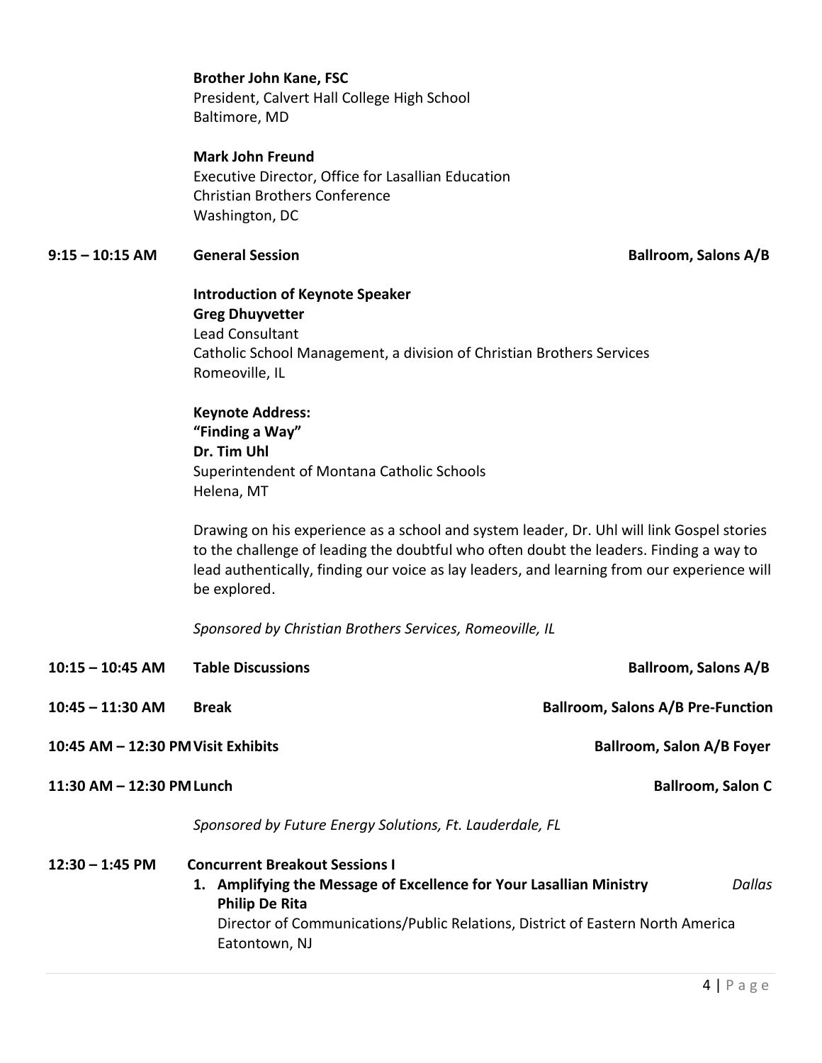**Brother John Kane, FSC**
President, Calvert Hall College High School
Baltimore, MD

**Mark John Freund**
Executive Director, Office for Lasallian Education
Christian Brothers Conference
Washington, DC

**9:15 – 10:15 AM General Session — Ballroom, Salons A/B**

**Introduction of Keynote Speaker**
**Greg Dhuyvetter**
Lead Consultant
Catholic School Management, a division of Christian Brothers Services
Romeoville, IL

**Keynote Address:**
**"Finding a Way"**
**Dr. Tim Uhl**
Superintendent of Montana Catholic Schools
Helena, MT

Drawing on his experience as a school and system leader, Dr. Uhl will link Gospel stories to the challenge of leading the doubtful who often doubt the leaders. Finding a way to lead authentically, finding our voice as lay leaders, and learning from our experience will be explored.

*Sponsored by Christian Brothers Services, Romeoville, IL*

**10:15 – 10:45 AM Table Discussions — Ballroom, Salons A/B**

**10:45 – 11:30 AM Break — Ballroom, Salons A/B Pre-Function**

**10:45 AM – 12:30 PM Visit Exhibits — Ballroom, Salon A/B Foyer**

**11:30 AM – 12:30 PM Lunch — Ballroom, Salon C**

*Sponsored by Future Energy Solutions, Ft. Lauderdale, FL*

**12:30 – 1:45 PM Concurrent Breakout Sessions I**

1. **Amplifying the Message of Excellence for Your Lasallian Ministry** — *Dallas*
   **Philip De Rita**
   Director of Communications/Public Relations, District of Eastern North America
   Eatontown, NJ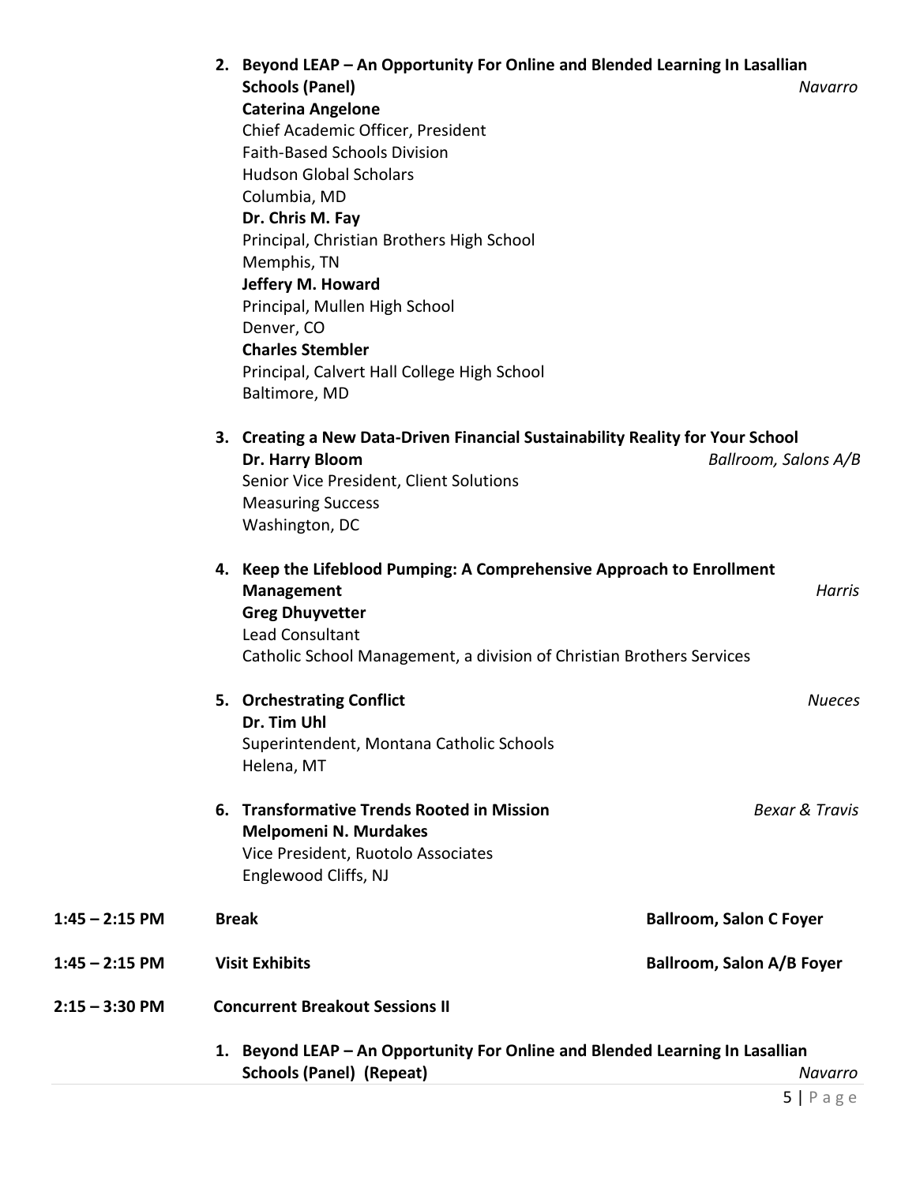2. **Beyond LEAP – An Opportunity For Online and Blended Learning In Lasallian Schools (Panel)** *Navarro*
   **Caterina Angelone**
   Chief Academic Officer, President
   Faith-Based Schools Division
   Hudson Global Scholars
   Columbia, MD
   **Dr. Chris M. Fay**
   Principal, Christian Brothers High School
   Memphis, TN
   **Jeffery M. Howard**
   Principal, Mullen High School
   Denver, CO
   **Charles Stembler**
   Principal, Calvert Hall College High School
   Baltimore, MD

3. **Creating a New Data-Driven Financial Sustainability Reality for Your School**
   **Dr. Harry Bloom** *Ballroom, Salons A/B*
   Senior Vice President, Client Solutions
   Measuring Success
   Washington, DC

4. **Keep the Lifeblood Pumping: A Comprehensive Approach to Enrollment Management** *Harris*
   **Greg Dhuyvetter**
   Lead Consultant
   Catholic School Management, a division of Christian Brothers Services

5. **Orchestrating Conflict** *Nueces*
   **Dr. Tim Uhl**
   Superintendent, Montana Catholic Schools
   Helena, MT

6. **Transformative Trends Rooted in Mission** *Bexar & Travis*
   **Melpomeni N. Murdakes**
   Vice President, Ruotolo Associates
   Englewood Cliffs, NJ

**1:45 – 2:15 PM** **Break** **Ballroom, Salon C Foyer**

**1:45 – 2:15 PM** **Visit Exhibits** **Ballroom, Salon A/B Foyer**

**2:15 – 3:30 PM** **Concurrent Breakout Sessions II**

1. **Beyond LEAP – An Opportunity For Online and Blended Learning In Lasallian Schools (Panel) (Repeat)** *Navarro*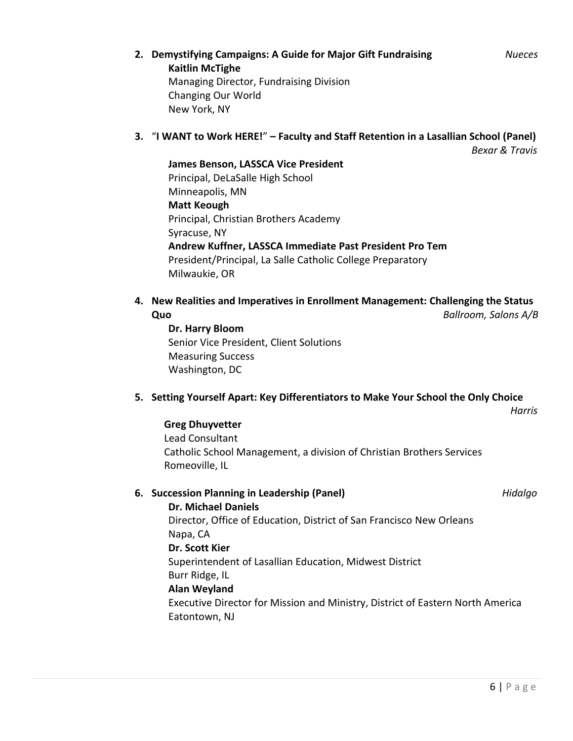2. **Demystifying Campaigns: A Guide for Major Gift Fundraising** *Nueces*

   **Kaitlin McTighe**
   Managing Director, Fundraising Division
   Changing Our World
   New York, NY

3. **"I WANT to Work HERE!" – Faculty and Staff Retention in a Lasallian School (Panel)** *Bexar & Travis*

   **James Benson, LASSCA Vice President**
   Principal, DeLaSalle High School
   Minneapolis, MN
   **Matt Keough**
   Principal, Christian Brothers Academy
   Syracuse, NY
   **Andrew Kuffner, LASSCA Immediate Past President Pro Tem**
   President/Principal, La Salle Catholic College Preparatory
   Milwaukie, OR

4. **New Realities and Imperatives in Enrollment Management: Challenging the Status Quo** *Ballroom, Salons A/B*

   **Dr. Harry Bloom**
   Senior Vice President, Client Solutions
   Measuring Success
   Washington, DC

5. **Setting Yourself Apart: Key Differentiators to Make Your School the Only Choice** *Harris*

   **Greg Dhuyvetter**
   Lead Consultant
   Catholic School Management, a division of Christian Brothers Services
   Romeoville, IL

6. **Succession Planning in Leadership (Panel)** *Hidalgo*

   **Dr. Michael Daniels**
   Director, Office of Education, District of San Francisco New Orleans
   Napa, CA
   **Dr. Scott Kier**
   Superintendent of Lasallian Education, Midwest District
   Burr Ridge, IL
   **Alan Weyland**
   Executive Director for Mission and Ministry, District of Eastern North America
   Eatontown, NJ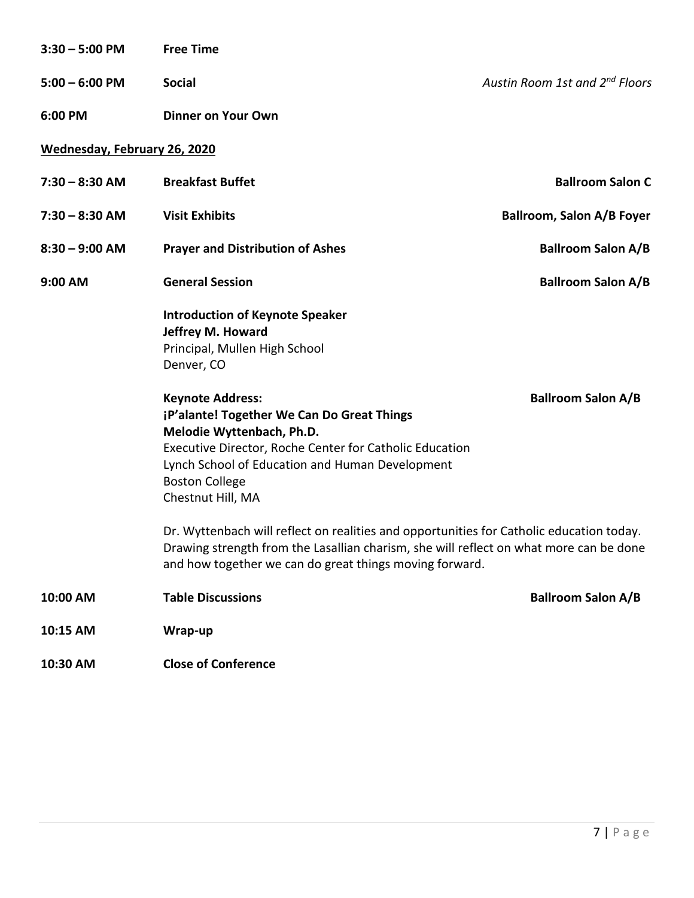**3:30 – 5:00 PM** **Free Time**

**5:00 – 6:00 PM** **Social** *Austin Room 1st and 2nd Floors*

**6:00 PM** **Dinner on Your Own**

<u>**Wednesday, February 26, 2020**</u>

**7:30 – 8:30 AM** **Breakfast Buffet** **Ballroom Salon C**

**7:30 – 8:30 AM** **Visit Exhibits** **Ballroom, Salon A/B Foyer**

**8:30 – 9:00 AM** **Prayer and Distribution of Ashes** **Ballroom Salon A/B**

**9:00 AM** **General Session** **Ballroom Salon A/B**

**Introduction of Keynote Speaker**
**Jeffrey M. Howard**
Principal, Mullen High School
Denver, CO

**Keynote Address:** **Ballroom Salon A/B**
**¡P'alante! Together We Can Do Great Things**
**Melodie Wyttenbach, Ph.D.**
Executive Director, Roche Center for Catholic Education
Lynch School of Education and Human Development
Boston College
Chestnut Hill, MA

Dr. Wyttenbach will reflect on realities and opportunities for Catholic education today. Drawing strength from the Lasallian charism, she will reflect on what more can be done and how together we can do great things moving forward.

**10:00 AM** **Table Discussions** **Ballroom Salon A/B**

**10:15 AM** **Wrap-up**

**10:30 AM** **Close of Conference**